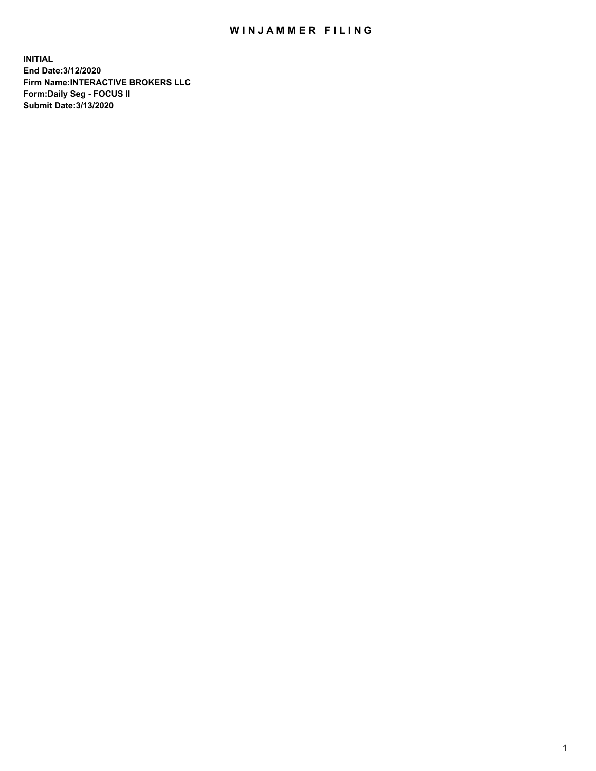# WINJAMMER FILING

**INITIAL**
**End Date:3/12/2020**
**Firm Name:INTERACTIVE BROKERS LLC**
**Form:Daily Seg - FOCUS II**
**Submit Date:3/13/2020**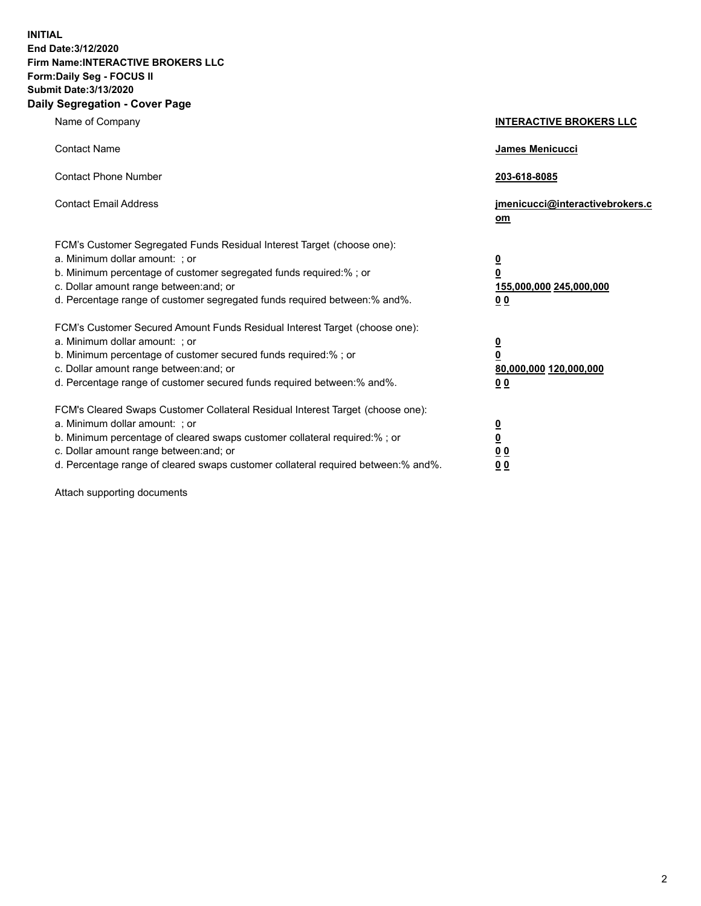**INITIAL**
**End Date:3/12/2020**
**Firm Name:INTERACTIVE BROKERS LLC**
**Form:Daily Seg - FOCUS II**
**Submit Date:3/13/2020**
**Daily Segregation - Cover Page**

| | |
|---|---|
| Name of Company | **INTERACTIVE BROKERS LLC** |
| Contact Name | **James Menicucci** |
| Contact Phone Number | **203-618-8085** |
| Contact Email Address | **jmenicucci@interactivebrokers.com** |
| FCM's Customer Segregated Funds Residual Interest Target (choose one): | |
| a. Minimum dollar amount: ; or | **0** |
| b. Minimum percentage of customer segregated funds required:% ; or | **0** |
| c. Dollar amount range between:and; or | **155,000,000 245,000,000** |
| d. Percentage range of customer segregated funds required between:% and%. | **0 0** |
| FCM's Customer Secured Amount Funds Residual Interest Target (choose one): | |
| a. Minimum dollar amount: ; or | **0** |
| b. Minimum percentage of customer secured funds required:% ; or | **0** |
| c. Dollar amount range between:and; or | **80,000,000 120,000,000** |
| d. Percentage range of customer secured funds required between:% and%. | **0 0** |
| FCM's Cleared Swaps Customer Collateral Residual Interest Target (choose one): | |
| a. Minimum dollar amount: ; or | **0** |
| b. Minimum percentage of cleared swaps customer collateral required:% ; or | **0** |
| c. Dollar amount range between:and; or | **0 0** |
| d. Percentage range of cleared swaps customer collateral required between:% and%. | **0 0** |

Attach supporting documents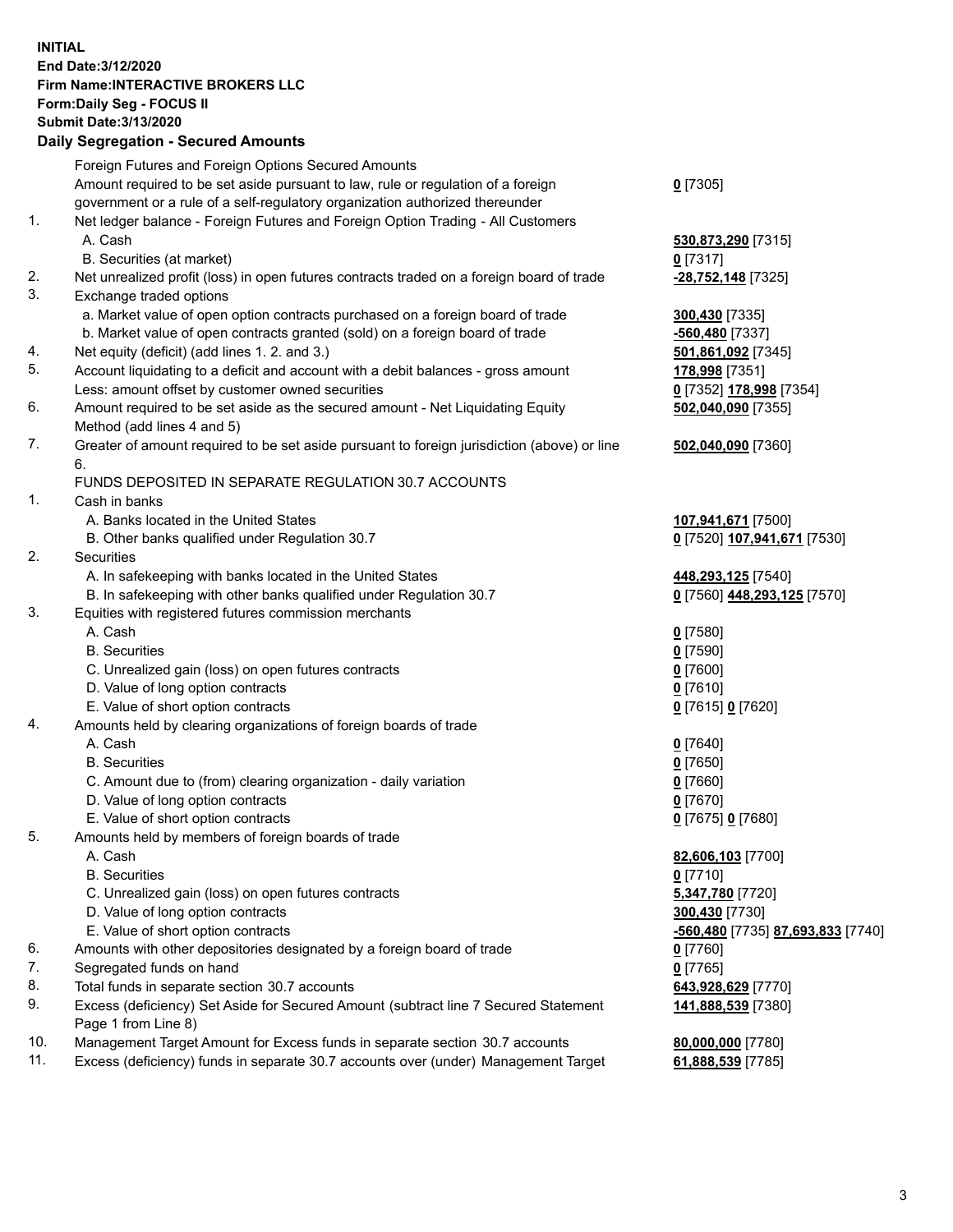**INITIAL**
**End Date:3/12/2020**
**Firm Name:INTERACTIVE BROKERS LLC**
**Form:Daily Seg - FOCUS II**
**Submit Date:3/13/2020**

**Daily Segregation - Secured Amounts**

| | | |
|---|---|---|
| | Foreign Futures and Foreign Options Secured Amounts | |
| | Amount required to be set aside pursuant to law, rule or regulation of a foreign government or a rule of a self-regulatory organization authorized thereunder | **0** [7305] |
| 1. | Net ledger balance - Foreign Futures and Foreign Option Trading - All Customers | |
| | A. Cash | **530,873,290** [7315] |
| | B. Securities (at market) | **0** [7317] |
| 2. | Net unrealized profit (loss) in open futures contracts traded on a foreign board of trade | **-28,752,148** [7325] |
| 3. | Exchange traded options | |
| | a. Market value of open option contracts purchased on a foreign board of trade | **300,430** [7335] |
| | b. Market value of open contracts granted (sold) on a foreign board of trade | **-560,480** [7337] |
| 4. | Net equity (deficit) (add lines 1. 2. and 3.) | **501,861,092** [7345] |
| 5. | Account liquidating to a deficit and account with a debit balances - gross amount | **178,998** [7351] |
| | Less: amount offset by customer owned securities | **0** [7352] **178,998** [7354] |
| 6. | Amount required to be set aside as the secured amount - Net Liquidating Equity Method (add lines 4 and 5) | **502,040,090** [7355] |
| 7. | Greater of amount required to be set aside pursuant to foreign jurisdiction (above) or line 6. | **502,040,090** [7360] |
| | FUNDS DEPOSITED IN SEPARATE REGULATION 30.7 ACCOUNTS | |
| 1. | Cash in banks | |
| | A. Banks located in the United States | **107,941,671** [7500] |
| | B. Other banks qualified under Regulation 30.7 | **0** [7520] **107,941,671** [7530] |
| 2. | Securities | |
| | A. In safekeeping with banks located in the United States | **448,293,125** [7540] |
| | B. In safekeeping with other banks qualified under Regulation 30.7 | **0** [7560] **448,293,125** [7570] |
| 3. | Equities with registered futures commission merchants | |
| | A. Cash | **0** [7580] |
| | B. Securities | **0** [7590] |
| | C. Unrealized gain (loss) on open futures contracts | **0** [7600] |
| | D. Value of long option contracts | **0** [7610] |
| | E. Value of short option contracts | **0** [7615] **0** [7620] |
| 4. | Amounts held by clearing organizations of foreign boards of trade | |
| | A. Cash | **0** [7640] |
| | B. Securities | **0** [7650] |
| | C. Amount due to (from) clearing organization - daily variation | **0** [7660] |
| | D. Value of long option contracts | **0** [7670] |
| | E. Value of short option contracts | **0** [7675] **0** [7680] |
| 5. | Amounts held by members of foreign boards of trade | |
| | A. Cash | **82,606,103** [7700] |
| | B. Securities | **0** [7710] |
| | C. Unrealized gain (loss) on open futures contracts | **5,347,780** [7720] |
| | D. Value of long option contracts | **300,430** [7730] |
| | E. Value of short option contracts | **-560,480** [7735] **87,693,833** [7740] |
| 6. | Amounts with other depositories designated by a foreign board of trade | **0** [7760] |
| 7. | Segregated funds on hand | **0** [7765] |
| 8. | Total funds in separate section 30.7 accounts | **643,928,629** [7770] |
| 9. | Excess (deficiency) Set Aside for Secured Amount (subtract line 7 Secured Statement Page 1 from Line 8) | **141,888,539** [7380] |
| 10. | Management Target Amount for Excess funds in separate section 30.7 accounts | **80,000,000** [7780] |
| 11. | Excess (deficiency) funds in separate 30.7 accounts over (under) Management Target | **61,888,539** [7785] |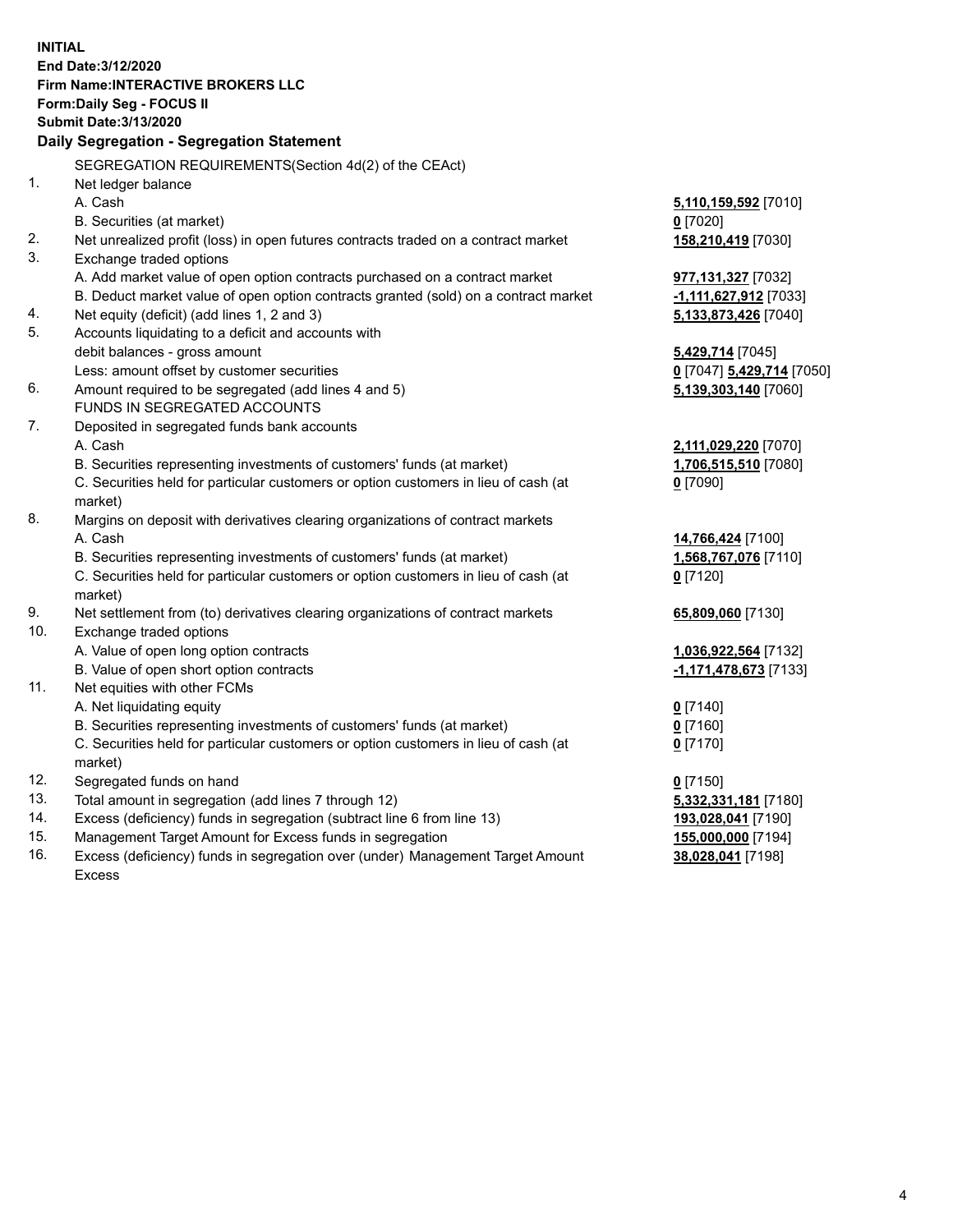**INITIAL**
**End Date:3/12/2020**
**Firm Name:INTERACTIVE BROKERS LLC**
**Form:Daily Seg - FOCUS II**
**Submit Date:3/13/2020**

**Daily Segregation - Segregation Statement**

SEGREGATION REQUIREMENTS(Section 4d(2) of the CEAct)

| | | |
|---|---|---|
| 1. | Net ledger balance | |
| | A. Cash | **5,110,159,592** [7010] |
| | B. Securities (at market) | **0** [7020] |
| 2. | Net unrealized profit (loss) in open futures contracts traded on a contract market | **158,210,419** [7030] |
| 3. | Exchange traded options | |
| | A. Add market value of open option contracts purchased on a contract market | **977,131,327** [7032] |
| | B. Deduct market value of open option contracts granted (sold) on a contract market | **-1,111,627,912** [7033] |
| 4. | Net equity (deficit) (add lines 1, 2 and 3) | **5,133,873,426** [7040] |
| 5. | Accounts liquidating to a deficit and accounts with | |
| | debit balances - gross amount | **5,429,714** [7045] |
| | Less: amount offset by customer securities | **0** [7047] **5,429,714** [7050] |
| 6. | Amount required to be segregated (add lines 4 and 5) | **5,139,303,140** [7060] |
| | FUNDS IN SEGREGATED ACCOUNTS | |
| 7. | Deposited in segregated funds bank accounts | |
| | A. Cash | **2,111,029,220** [7070] |
| | B. Securities representing investments of customers' funds (at market) | **1,706,515,510** [7080] |
| | C. Securities held for particular customers or option customers in lieu of cash (at market) | **0** [7090] |
| 8. | Margins on deposit with derivatives clearing organizations of contract markets | |
| | A. Cash | **14,766,424** [7100] |
| | B. Securities representing investments of customers' funds (at market) | **1,568,767,076** [7110] |
| | C. Securities held for particular customers or option customers in lieu of cash (at market) | **0** [7120] |
| 9. | Net settlement from (to) derivatives clearing organizations of contract markets | **65,809,060** [7130] |
| 10. | Exchange traded options | |
| | A. Value of open long option contracts | **1,036,922,564** [7132] |
| | B. Value of open short option contracts | **-1,171,478,673** [7133] |
| 11. | Net equities with other FCMs | |
| | A. Net liquidating equity | **0** [7140] |
| | B. Securities representing investments of customers' funds (at market) | **0** [7160] |
| | C. Securities held for particular customers or option customers in lieu of cash (at market) | **0** [7170] |
| 12. | Segregated funds on hand | **0** [7150] |
| 13. | Total amount in segregation (add lines 7 through 12) | **5,332,331,181** [7180] |
| 14. | Excess (deficiency) funds in segregation (subtract line 6 from line 13) | **193,028,041** [7190] |
| 15. | Management Target Amount for Excess funds in segregation | **155,000,000** [7194] |
| 16. | Excess (deficiency) funds in segregation over (under) Management Target Amount Excess | **38,028,041** [7198] |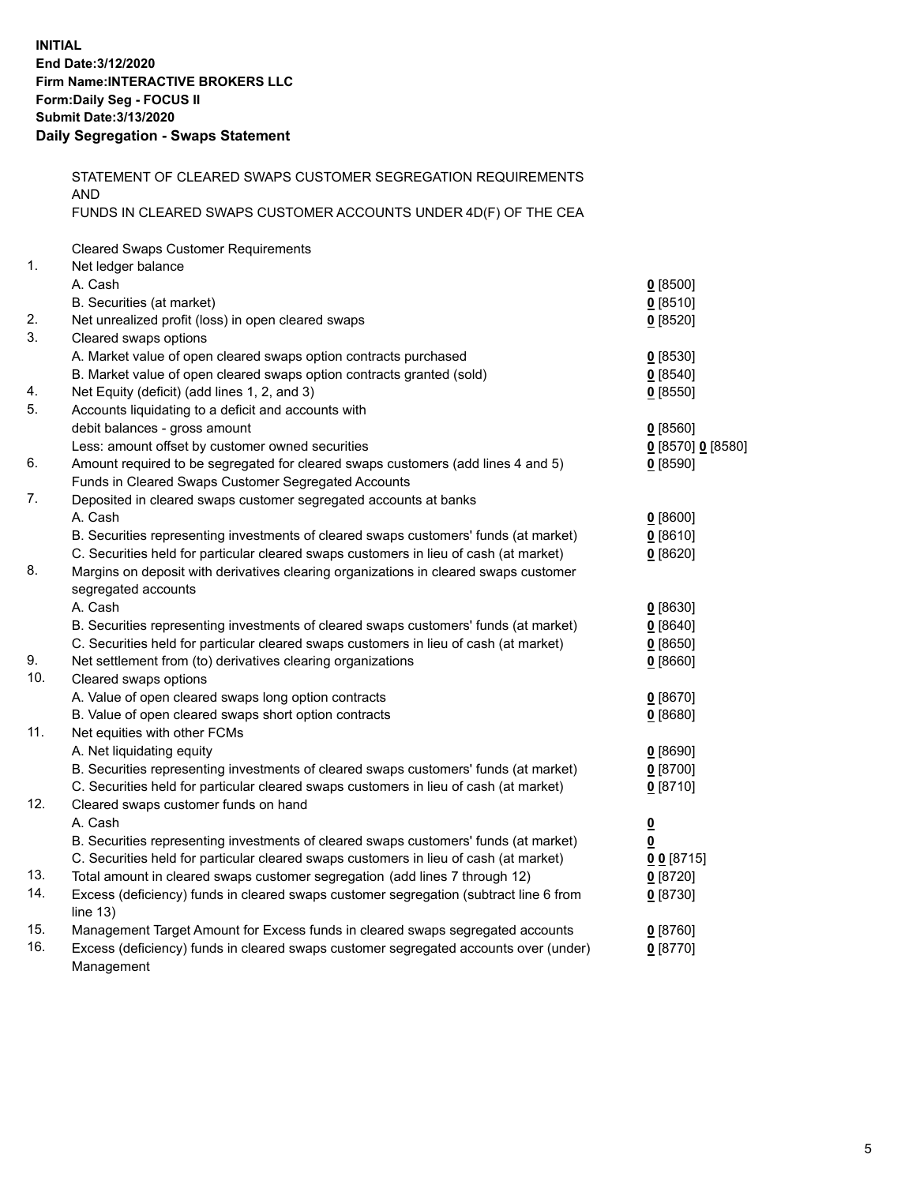**INITIAL**
**End Date:3/12/2020**
**Firm Name:INTERACTIVE BROKERS LLC**
**Form:Daily Seg - FOCUS II**
**Submit Date:3/13/2020**
**Daily Segregation - Swaps Statement**

STATEMENT OF CLEARED SWAPS CUSTOMER SEGREGATION REQUIREMENTS AND FUNDS IN CLEARED SWAPS CUSTOMER ACCOUNTS UNDER 4D(F) OF THE CEA

| | | |
|---|---|---|
| | Cleared Swaps Customer Requirements | |
| 1. | Net ledger balance | |
| | A. Cash | 0 [8500] |
| | B. Securities (at market) | 0 [8510] |
| 2. | Net unrealized profit (loss) in open cleared swaps | 0 [8520] |
| 3. | Cleared swaps options | |
| | A. Market value of open cleared swaps option contracts purchased | 0 [8530] |
| | B. Market value of open cleared swaps option contracts granted (sold) | 0 [8540] |
| 4. | Net Equity (deficit) (add lines 1, 2, and 3) | 0 [8550] |
| 5. | Accounts liquidating to a deficit and accounts with | |
| | debit balances - gross amount | 0 [8560] |
| | Less: amount offset by customer owned securities | 0 [8570] 0 [8580] |
| 6. | Amount required to be segregated for cleared swaps customers (add lines 4 and 5) | 0 [8590] |
| | Funds in Cleared Swaps Customer Segregated Accounts | |
| 7. | Deposited in cleared swaps customer segregated accounts at banks | |
| | A. Cash | 0 [8600] |
| | B. Securities representing investments of cleared swaps customers' funds (at market) | 0 [8610] |
| | C. Securities held for particular cleared swaps customers in lieu of cash (at market) | 0 [8620] |
| 8. | Margins on deposit with derivatives clearing organizations in cleared swaps customer segregated accounts | |
| | A. Cash | 0 [8630] |
| | B. Securities representing investments of cleared swaps customers' funds (at market) | 0 [8640] |
| | C. Securities held for particular cleared swaps customers in lieu of cash (at market) | 0 [8650] |
| 9. | Net settlement from (to) derivatives clearing organizations | 0 [8660] |
| 10. | Cleared swaps options | |
| | A. Value of open cleared swaps long option contracts | 0 [8670] |
| | B. Value of open cleared swaps short option contracts | 0 [8680] |
| 11. | Net equities with other FCMs | |
| | A. Net liquidating equity | 0 [8690] |
| | B. Securities representing investments of cleared swaps customers' funds (at market) | 0 [8700] |
| | C. Securities held for particular cleared swaps customers in lieu of cash (at market) | 0 [8710] |
| 12. | Cleared swaps customer funds on hand | |
| | A. Cash | 0 |
| | B. Securities representing investments of cleared swaps customers' funds (at market) | 0 |
| | C. Securities held for particular cleared swaps customers in lieu of cash (at market) | 0 0 [8715] |
| 13. | Total amount in cleared swaps customer segregation (add lines 7 through 12) | 0 [8720] |
| 14. | Excess (deficiency) funds in cleared swaps customer segregation (subtract line 6 from line 13) | 0 [8730] |
| 15. | Management Target Amount for Excess funds in cleared swaps segregated accounts | 0 [8760] |
| 16. | Excess (deficiency) funds in cleared swaps customer segregated accounts over (under) Management | 0 [8770] |